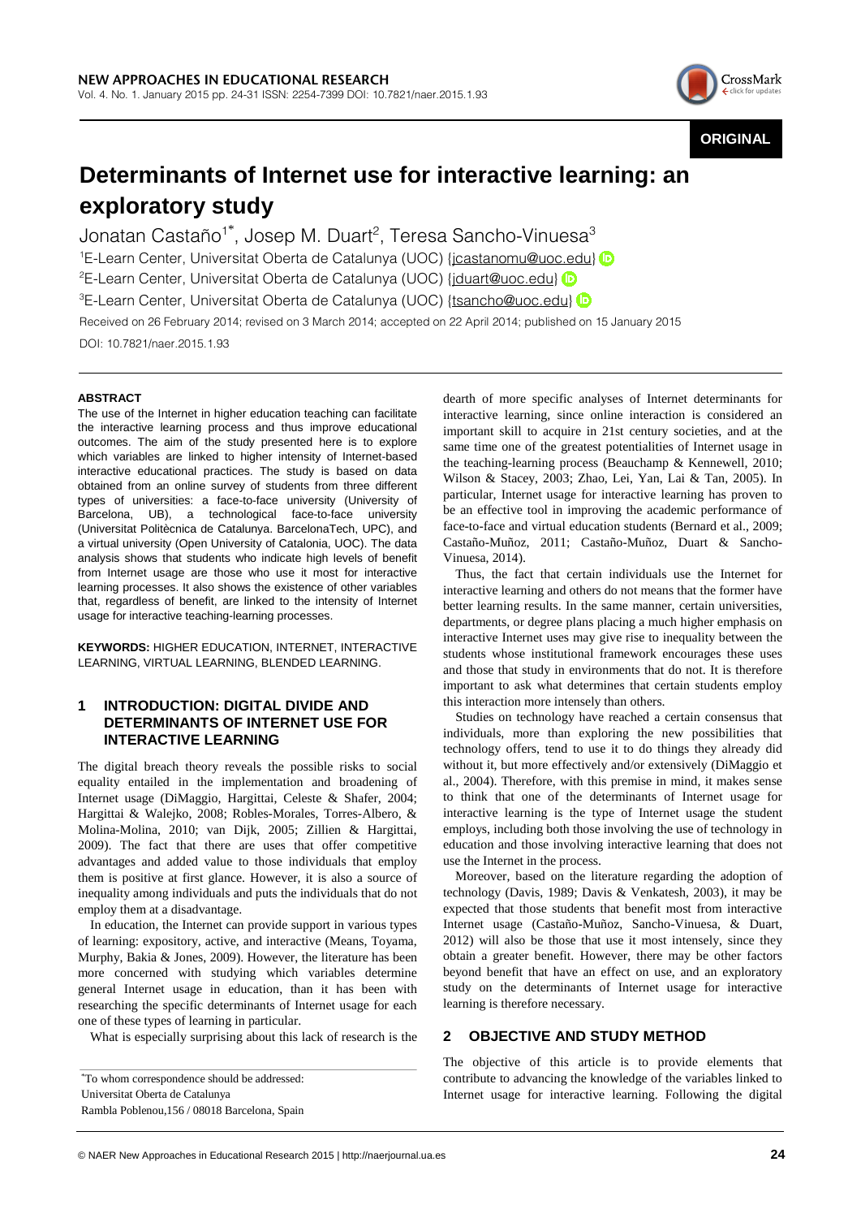ORIGINAL

# Determinants of Internet use for interactive learning: an exploratory study

Jonatan Castaño[1*], Josep M. Duart[2], Teresa Sancho-Vinuesa[3]

[1]E-Learn Center, Universitat Oberta de Catalunya (UOC) {jcastanomu@uoc.edu}

[2]E-Learn Center, Universitat Oberta de Catalunya (UOC) {jduart@uoc.edu}

[3]E-Learn Center, Universitat Oberta de Catalunya (UOC) {tsancho@uoc.edu}

Received on 26 February 2014; revised on 3 March 2014; accepted on 22 April 2014; published on 15 January 2015

DOI: 10.7821/naer.2015.1.93

## ABSTRACT

The use of the Internet in higher education teaching can facilitate the interactive learning process and thus improve educational outcomes. The aim of the study presented here is to explore which variables are linked to higher intensity of Internet-based interactive educational practices. The study is based on data obtained from an online survey of students from three different types of universities: a face-to-face university (University of Barcelona, UB), a technological face-to-face university (Universitat Politècnica de Catalunya. BarcelonaTech, UPC), and a virtual university (Open University of Catalonia, UOC). The data analysis shows that students who indicate high levels of benefit from Internet usage are those who use it most for interactive learning processes. It also shows the existence of other variables that, regardless of benefit, are linked to the intensity of Internet usage for interactive teaching-learning processes.

**KEYWORDS:** HIGHER EDUCATION, INTERNET, INTERACTIVE LEARNING, VIRTUAL LEARNING, BLENDED LEARNING.

## 1 INTRODUCTION: DIGITAL DIVIDE AND DETERMINANTS OF INTERNET USE FOR INTERACTIVE LEARNING

The digital breach theory reveals the possible risks to social equality entailed in the implementation and broadening of Internet usage (DiMaggio, Hargittai, Celeste & Shafer, 2004; Hargittai & Walejko, 2008; Robles-Morales, Torres-Albero, & Molina-Molina, 2010; van Dijk, 2005; Zillien & Hargittai, 2009). The fact that there are uses that offer competitive advantages and added value to those individuals that employ them is positive at first glance. However, it is also a source of inequality among individuals and puts the individuals that do not employ them at a disadvantage.

In education, the Internet can provide support in various types of learning: expository, active, and interactive (Means, Toyama, Murphy, Bakia & Jones, 2009). However, the literature has been more concerned with studying which variables determine general Internet usage in education, than it has been with researching the specific determinants of Internet usage for each one of these types of learning in particular.

What is especially surprising about this lack of research is the dearth of more specific analyses of Internet determinants for interactive learning, since online interaction is considered an important skill to acquire in 21st century societies, and at the same time one of the greatest potentialities of Internet usage in the teaching-learning process (Beauchamp & Kennewell, 2010; Wilson & Stacey, 2003; Zhao, Lei, Yan, Lai & Tan, 2005). In particular, Internet usage for interactive learning has proven to be an effective tool in improving the academic performance of face-to-face and virtual education students (Bernard et al., 2009; Castaño-Muñoz, 2011; Castaño-Muñoz, Duart & Sancho-Vinuesa, 2014).

Thus, the fact that certain individuals use the Internet for interactive learning and others do not means that the former have better learning results. In the same manner, certain universities, departments, or degree plans placing a much higher emphasis on interactive Internet uses may give rise to inequality between the students whose institutional framework encourages these uses and those that study in environments that do not. It is therefore important to ask what determines that certain students employ this interaction more intensely than others.

Studies on technology have reached a certain consensus that individuals, more than exploring the new possibilities that technology offers, tend to use it to do things they already did without it, but more effectively and/or extensively (DiMaggio et al., 2004). Therefore, with this premise in mind, it makes sense to think that one of the determinants of Internet usage for interactive learning is the type of Internet usage the student employs, including both those involving the use of technology in education and those involving interactive learning that does not use the Internet in the process.

Moreover, based on the literature regarding the adoption of technology (Davis, 1989; Davis & Venkatesh, 2003), it may be expected that those students that benefit most from interactive Internet usage (Castaño-Muñoz, Sancho-Vinuesa, & Duart, 2012) will also be those that use it most intensely, since they obtain a greater benefit. However, there may be other factors beyond benefit that have an effect on use, and an exploratory study on the determinants of Internet usage for interactive learning is therefore necessary.

## 2 OBJECTIVE AND STUDY METHOD

The objective of this article is to provide elements that contribute to advancing the knowledge of the variables linked to Internet usage for interactive learning. Following the digital

*To whom correspondence should be addressed:
Universitat Oberta de Catalunya
Rambla Poblenou,156 / 08018 Barcelona, Spain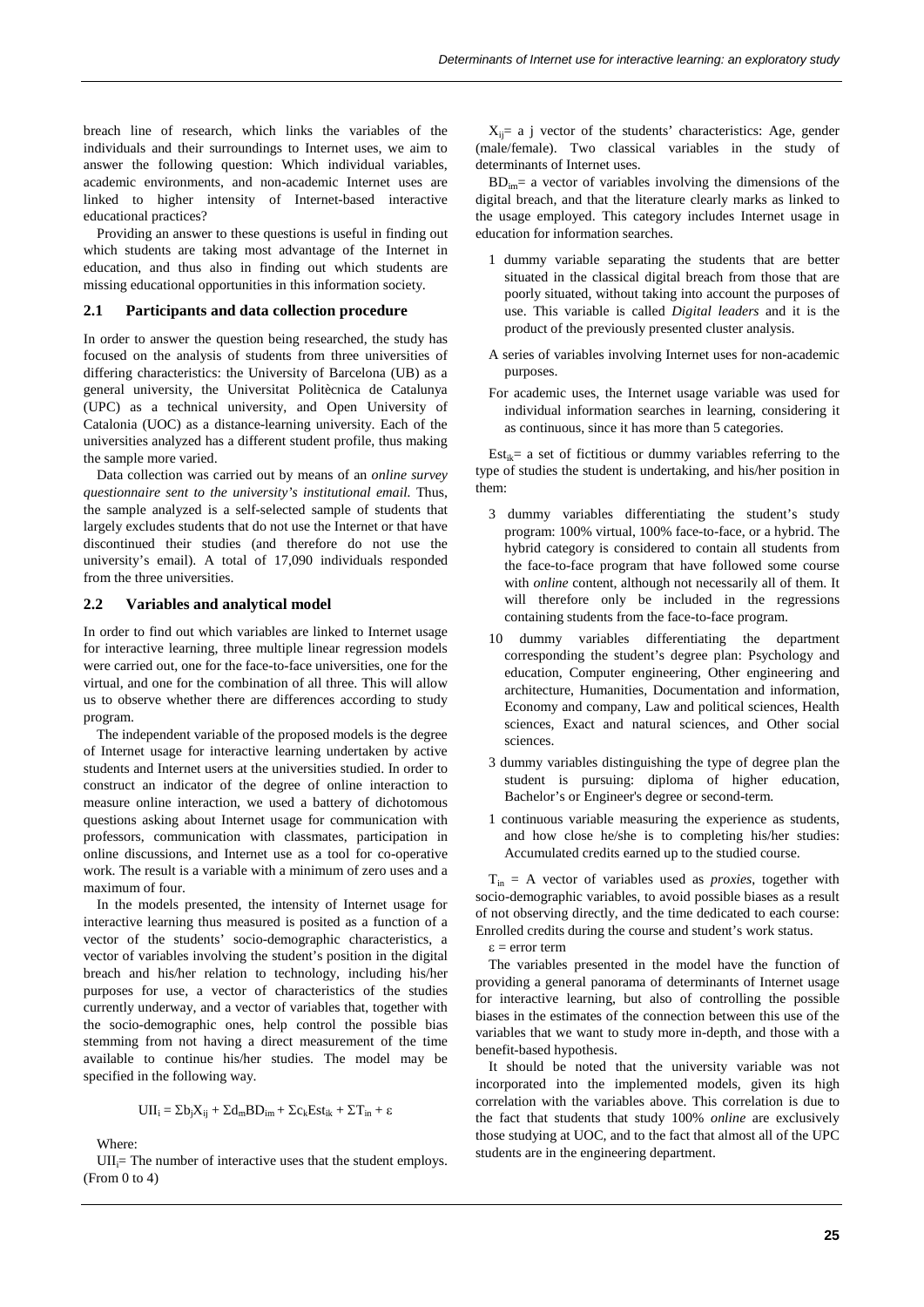breach line of research, which links the variables of the individuals and their surroundings to Internet uses, we aim to answer the following question: Which individual variables, academic environments, and non-academic Internet uses are linked to higher intensity of Internet-based interactive educational practices?

Providing an answer to these questions is useful in finding out which students are taking most advantage of the Internet in education, and thus also in finding out which students are missing educational opportunities in this information society.

### 2.1 Participants and data collection procedure

In order to answer the question being researched, the study has focused on the analysis of students from three universities of differing characteristics: the University of Barcelona (UB) as a general university, the Universitat Politècnica de Catalunya (UPC) as a technical university, and Open University of Catalonia (UOC) as a distance-learning university. Each of the universities analyzed has a different student profile, thus making the sample more varied.

Data collection was carried out by means of an *online survey questionnaire sent to the university's institutional email*. Thus, the sample analyzed is a self-selected sample of students that largely excludes students that do not use the Internet or that have discontinued their studies (and therefore do not use the university's email). A total of 17,090 individuals responded from the three universities.

### 2.2 Variables and analytical model

In order to find out which variables are linked to Internet usage for interactive learning, three multiple linear regression models were carried out, one for the face-to-face universities, one for the virtual, and one for the combination of all three. This will allow us to observe whether there are differences according to study program.

The independent variable of the proposed models is the degree of Internet usage for interactive learning undertaken by active students and Internet users at the universities studied. In order to construct an indicator of the degree of online interaction to measure online interaction, we used a battery of dichotomous questions asking about Internet usage for communication with professors, communication with classmates, participation in online discussions, and Internet use as a tool for co-operative work. The result is a variable with a minimum of zero uses and a maximum of four.

In the models presented, the intensity of Internet usage for interactive learning thus measured is posited as a function of a vector of the students' socio-demographic characteristics, a vector of variables involving the student's position in the digital breach and his/her relation to technology, including his/her purposes for use, a vector of characteristics of the studies currently underway, and a vector of variables that, together with the socio-demographic ones, help control the possible bias stemming from not having a direct measurement of the time available to continue his/her studies. The model may be specified in the following way.

$$UII_i = \Sigma b_j X_{ij} + \Sigma d_m BD_{im} + \Sigma c_k Est_{ik} + \Sigma T_{in} + \varepsilon$$

Where:

$UII_i$= The number of interactive uses that the student employs. (From 0 to 4)

$X_{ij}$= a j vector of the students' characteristics: Age, gender (male/female). Two classical variables in the study of determinants of Internet uses.

$BD_{im}$= a vector of variables involving the dimensions of the digital breach, and that the literature clearly marks as linked to the usage employed. This category includes Internet usage in education for information searches.

- 1 dummy variable separating the students that are better situated in the classical digital breach from those that are poorly situated, without taking into account the purposes of use. This variable is called *Digital leaders* and it is the product of the previously presented cluster analysis.
- A series of variables involving Internet uses for non-academic purposes.
- For academic uses, the Internet usage variable was used for individual information searches in learning, considering it as continuous, since it has more than 5 categories.

$Est_{ik}$= a set of fictitious or dummy variables referring to the type of studies the student is undertaking, and his/her position in them:

- 3 dummy variables differentiating the student's study program: 100% virtual, 100% face-to-face, or a hybrid. The hybrid category is considered to contain all students from the face-to-face program that have followed some course with *online* content, although not necessarily all of them. It will therefore only be included in the regressions containing students from the face-to-face program.
- 10 dummy variables differentiating the department corresponding the student's degree plan: Psychology and education, Computer engineering, Other engineering and architecture, Humanities, Documentation and information, Economy and company, Law and political sciences, Health sciences, Exact and natural sciences, and Other social sciences.
- 3 dummy variables distinguishing the type of degree plan the student is pursuing: diploma of higher education, Bachelor's or Engineer's degree or second-term.
- 1 continuous variable measuring the experience as students, and how close he/she is to completing his/her studies: Accumulated credits earned up to the studied course.

$T_{in}$ = A vector of variables used as *proxies*, together with socio-demographic variables, to avoid possible biases as a result of not observing directly, and the time dedicated to each course: Enrolled credits during the course and student's work status.

$\varepsilon$ = error term

The variables presented in the model have the function of providing a general panorama of determinants of Internet usage for interactive learning, but also of controlling the possible biases in the estimates of the connection between this use of the variables that we want to study more in-depth, and those with a benefit-based hypothesis.

It should be noted that the university variable was not incorporated into the implemented models, given its high correlation with the variables above. This correlation is due to the fact that students that study 100% *online* are exclusively those studying at UOC, and to the fact that almost all of the UPC students are in the engineering department.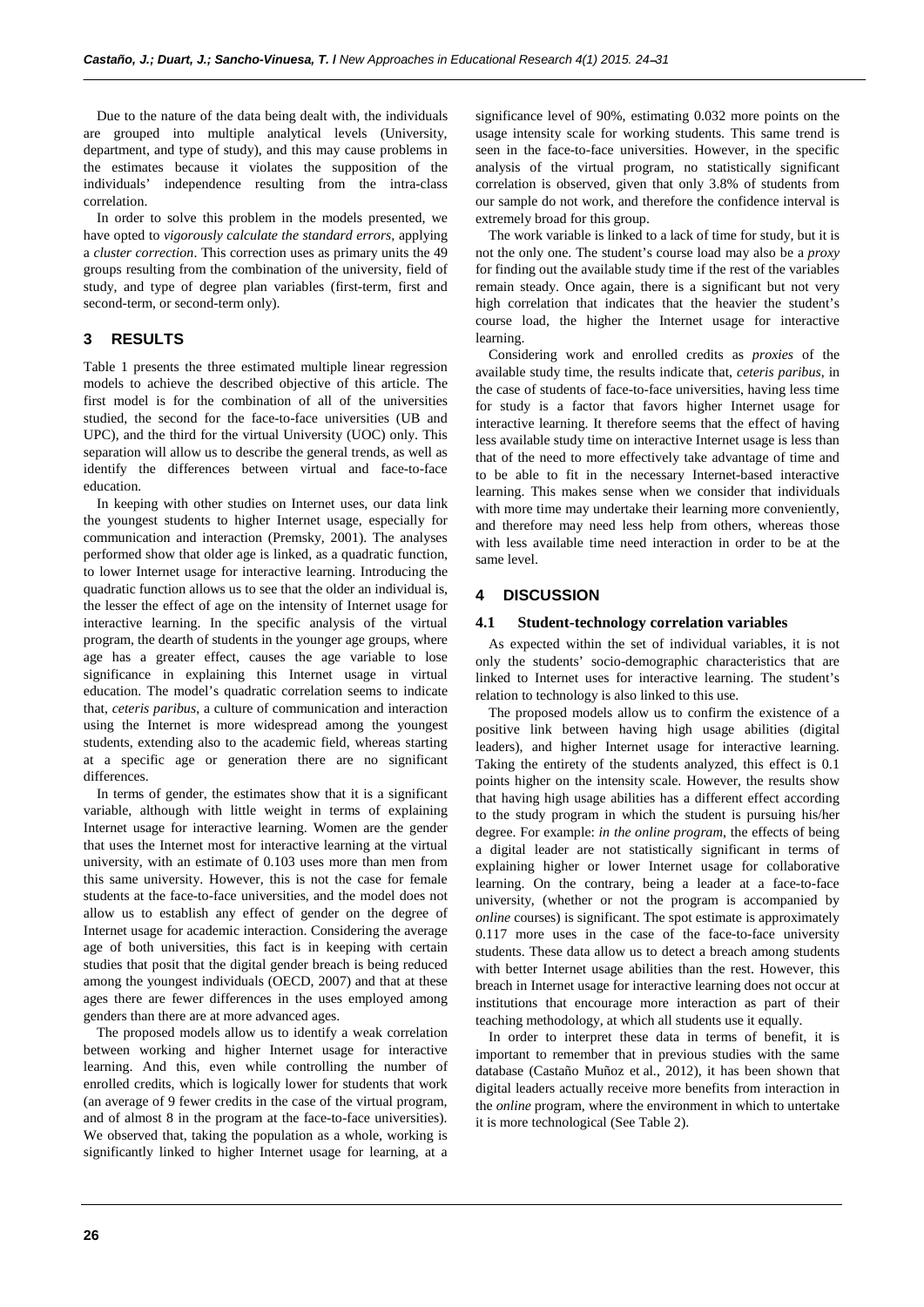Due to the nature of the data being dealt with, the individuals are grouped into multiple analytical levels (University, department, and type of study), and this may cause problems in the estimates because it violates the supposition of the individuals' independence resulting from the intra-class correlation.

In order to solve this problem in the models presented, we have opted to *vigorously calculate the standard errors*, applying a *cluster correction*. This correction uses as primary units the 49 groups resulting from the combination of the university, field of study, and type of degree plan variables (first-term, first and second-term, or second-term only).

## 3 RESULTS

Table 1 presents the three estimated multiple linear regression models to achieve the described objective of this article. The first model is for the combination of all of the universities studied, the second for the face-to-face universities (UB and UPC), and the third for the virtual University (UOC) only. This separation will allow us to describe the general trends, as well as identify the differences between virtual and face-to-face education.

In keeping with other studies on Internet uses, our data link the youngest students to higher Internet usage, especially for communication and interaction (Premsky, 2001). The analyses performed show that older age is linked, as a quadratic function, to lower Internet usage for interactive learning. Introducing the quadratic function allows us to see that the older an individual is, the lesser the effect of age on the intensity of Internet usage for interactive learning. In the specific analysis of the virtual program, the dearth of students in the younger age groups, where age has a greater effect, causes the age variable to lose significance in explaining this Internet usage in virtual education. The model's quadratic correlation seems to indicate that, *ceteris paribus*, a culture of communication and interaction using the Internet is more widespread among the youngest students, extending also to the academic field, whereas starting at a specific age or generation there are no significant differences.

In terms of gender, the estimates show that it is a significant variable, although with little weight in terms of explaining Internet usage for interactive learning. Women are the gender that uses the Internet most for interactive learning at the virtual university, with an estimate of 0.103 uses more than men from this same university. However, this is not the case for female students at the face-to-face universities, and the model does not allow us to establish any effect of gender on the degree of Internet usage for academic interaction. Considering the average age of both universities, this fact is in keeping with certain studies that posit that the digital gender breach is being reduced among the youngest individuals (OECD, 2007) and that at these ages there are fewer differences in the uses employed among genders than there are at more advanced ages.

The proposed models allow us to identify a weak correlation between working and higher Internet usage for interactive learning. And this, even while controlling the number of enrolled credits, which is logically lower for students that work (an average of 9 fewer credits in the case of the virtual program, and of almost 8 in the program at the face-to-face universities). We observed that, taking the population as a whole, working is significantly linked to higher Internet usage for learning, at a significance level of 90%, estimating 0.032 more points on the usage intensity scale for working students. This same trend is seen in the face-to-face universities. However, in the specific analysis of the virtual program, no statistically significant correlation is observed, given that only 3.8% of students from our sample do not work, and therefore the confidence interval is extremely broad for this group.

The work variable is linked to a lack of time for study, but it is not the only one. The student's course load may also be a *proxy* for finding out the available study time if the rest of the variables remain steady. Once again, there is a significant but not very high correlation that indicates that the heavier the student's course load, the higher the Internet usage for interactive learning.

Considering work and enrolled credits as *proxies* of the available study time, the results indicate that, *ceteris paribus*, in the case of students of face-to-face universities, having less time for study is a factor that favors higher Internet usage for interactive learning. It therefore seems that the effect of having less available study time on interactive Internet usage is less than that of the need to more effectively take advantage of time and to be able to fit in the necessary Internet-based interactive learning. This makes sense when we consider that individuals with more time may undertake their learning more conveniently, and therefore may need less help from others, whereas those with less available time need interaction in order to be at the same level.

## 4 DISCUSSION

### 4.1 Student-technology correlation variables

As expected within the set of individual variables, it is not only the students' socio-demographic characteristics that are linked to Internet uses for interactive learning. The student's relation to technology is also linked to this use.

The proposed models allow us to confirm the existence of a positive link between having high usage abilities (digital leaders), and higher Internet usage for interactive learning. Taking the entirety of the students analyzed, this effect is 0.1 points higher on the intensity scale. However, the results show that having high usage abilities has a different effect according to the study program in which the student is pursuing his/her degree. For example: *in the online program*, the effects of being a digital leader are not statistically significant in terms of explaining higher or lower Internet usage for collaborative learning. On the contrary, being a leader at a face-to-face university, (whether or not the program is accompanied by *online* courses) is significant. The spot estimate is approximately 0.117 more uses in the case of the face-to-face university students. These data allow us to detect a breach among students with better Internet usage abilities than the rest. However, this breach in Internet usage for interactive learning does not occur at institutions that encourage more interaction as part of their teaching methodology, at which all students use it equally.

In order to interpret these data in terms of benefit, it is important to remember that in previous studies with the same database (Castaño Muñoz et al., 2012), it has been shown that digital leaders actually receive more benefits from interaction in the *online* program, where the environment in which to untertake it is more technological (See Table 2).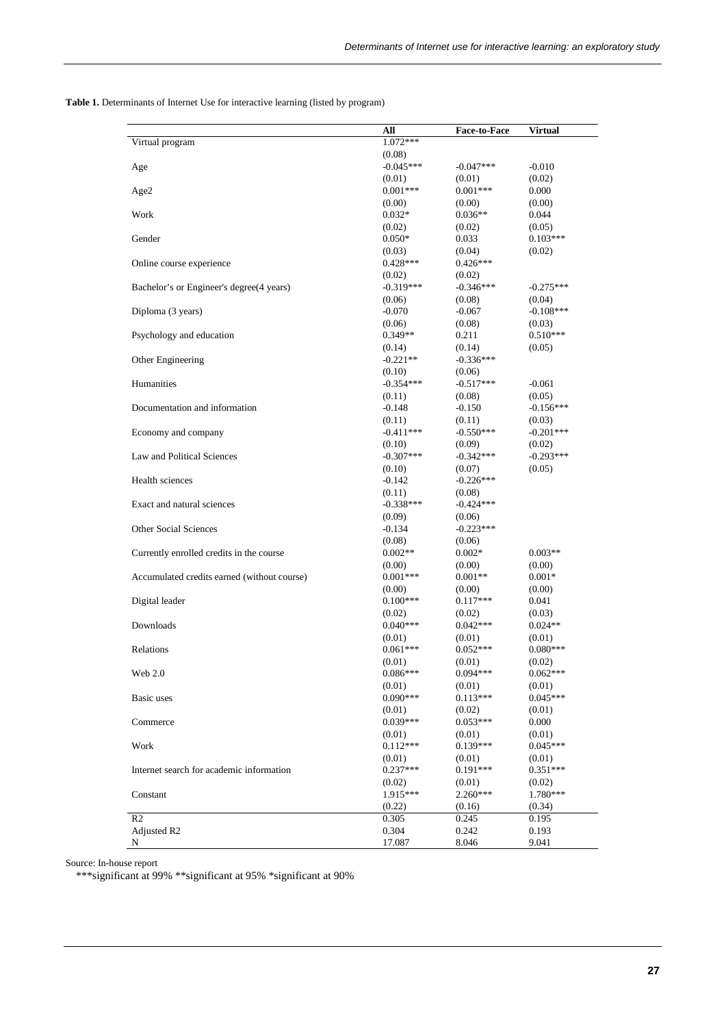**Table 1.** Determinants of Internet Use for interactive learning (listed by program)

| | All | Face-to-Face | Virtual |
|---|---|---|---|
| Virtual program | 1.072*** | | |
| | (0.08) | | |
| Age | -0.045*** | -0.047*** | -0.010 |
| | (0.01) | (0.01) | (0.02) |
| Age2 | 0.001*** | 0.001*** | 0.000 |
| | (0.00) | (0.00) | (0.00) |
| Work | 0.032* | 0.036** | 0.044 |
| | (0.02) | (0.02) | (0.05) |
| Gender | 0.050* | 0.033 | 0.103*** |
| | (0.03) | (0.04) | (0.02) |
| Online course experience | 0.428*** | 0.426*** | |
| | (0.02) | (0.02) | |
| Bachelor's or Engineer's degree(4 years) | -0.319*** | -0.346*** | -0.275*** |
| | (0.06) | (0.08) | (0.04) |
| Diploma (3 years) | -0.070 | -0.067 | -0.108*** |
| | (0.06) | (0.08) | (0.03) |
| Psychology and education | 0.349** | 0.211 | 0.510*** |
| | (0.14) | (0.14) | (0.05) |
| Other Engineering | -0.221** | -0.336*** | |
| | (0.10) | (0.06) | |
| Humanities | -0.354*** | -0.517*** | -0.061 |
| | (0.11) | (0.08) | (0.05) |
| Documentation and information | -0.148 | -0.150 | -0.156*** |
| | (0.11) | (0.11) | (0.03) |
| Economy and company | -0.411*** | -0.550*** | -0.201*** |
| | (0.10) | (0.09) | (0.02) |
| Law and Political Sciences | -0.307*** | -0.342*** | -0.293*** |
| | (0.10) | (0.07) | (0.05) |
| Health sciences | -0.142 | -0.226*** | |
| | (0.11) | (0.08) | |
| Exact and natural sciences | -0.338*** | -0.424*** | |
| | (0.09) | (0.06) | |
| Other Social Sciences | -0.134 | -0.223*** | |
| | (0.08) | (0.06) | |
| Currently enrolled credits in the course | 0.002** | 0.002* | 0.003** |
| | (0.00) | (0.00) | (0.00) |
| Accumulated credits earned (without course) | 0.001*** | 0.001** | 0.001* |
| | (0.00) | (0.00) | (0.00) |
| Digital leader | 0.100*** | 0.117*** | 0.041 |
| | (0.02) | (0.02) | (0.03) |
| Downloads | 0.040*** | 0.042*** | 0.024** |
| | (0.01) | (0.01) | (0.01) |
| Relations | 0.061*** | 0.052*** | 0.080*** |
| | (0.01) | (0.01) | (0.02) |
| Web 2.0 | 0.086*** | 0.094*** | 0.062*** |
| | (0.01) | (0.01) | (0.01) |
| Basic uses | 0.090*** | 0.113*** | 0.045*** |
| | (0.01) | (0.02) | (0.01) |
| Commerce | 0.039*** | 0.053*** | 0.000 |
| | (0.01) | (0.01) | (0.01) |
| Work | 0.112*** | 0.139*** | 0.045*** |
| | (0.01) | (0.01) | (0.01) |
| Internet search for academic information | 0.237*** | 0.191*** | 0.351*** |
| | (0.02) | (0.01) | (0.02) |
| Constant | 1.915*** | 2.260*** | 1.780*** |
| | (0.22) | (0.16) | (0.34) |
| R2 | 0.305 | 0.245 | 0.195 |
| Adjusted R2 | 0.304 | 0.242 | 0.193 |
| N | 17.087 | 8.046 | 9.041 |

Source: In-house report

***significant at 99% **significant at 95% *significant at 90%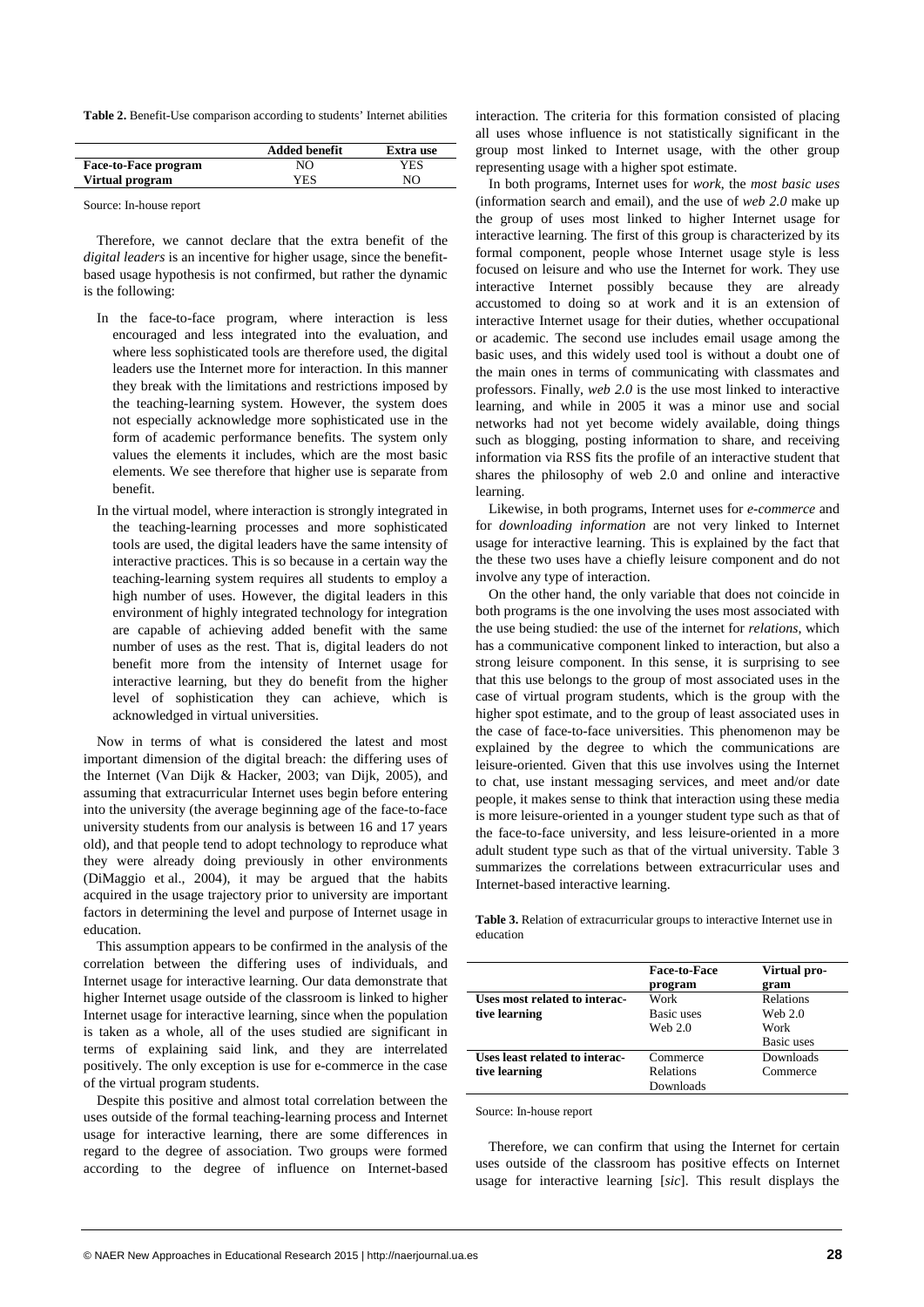**Table 2.** Benefit-Use comparison according to students' Internet abilities

| | Added benefit | Extra use |
|---|---|---|
| **Face-to-Face program** | NO | YES |
| **Virtual program** | YES | NO |

Source: In-house report

Therefore, we cannot declare that the extra benefit of the *digital leaders* is an incentive for higher usage, since the benefit-based usage hypothesis is not confirmed, but rather the dynamic is the following:

- In the face-to-face program, where interaction is less encouraged and less integrated into the evaluation, and where less sophisticated tools are therefore used, the digital leaders use the Internet more for interaction. In this manner they break with the limitations and restrictions imposed by the teaching-learning system. However, the system does not especially acknowledge more sophisticated use in the form of academic performance benefits. The system only values the elements it includes, which are the most basic elements. We see therefore that higher use is separate from benefit.
- In the virtual model, where interaction is strongly integrated in the teaching-learning processes and more sophisticated tools are used, the digital leaders have the same intensity of interactive practices. This is so because in a certain way the teaching-learning system requires all students to employ a high number of uses. However, the digital leaders in this environment of highly integrated technology for integration are capable of achieving added benefit with the same number of uses as the rest. That is, digital leaders do not benefit more from the intensity of Internet usage for interactive learning, but they do benefit from the higher level of sophistication they can achieve, which is acknowledged in virtual universities.

Now in terms of what is considered the latest and most important dimension of the digital breach: the differing uses of the Internet (Van Dijk & Hacker, 2003; van Dijk, 2005), and assuming that extracurricular Internet uses begin before entering into the university (the average beginning age of the face-to-face university students from our analysis is between 16 and 17 years old), and that people tend to adopt technology to reproduce what they were already doing previously in other environments (DiMaggio et al., 2004), it may be argued that the habits acquired in the usage trajectory prior to university are important factors in determining the level and purpose of Internet usage in education.

This assumption appears to be confirmed in the analysis of the correlation between the differing uses of individuals, and Internet usage for interactive learning. Our data demonstrate that higher Internet usage outside of the classroom is linked to higher Internet usage for interactive learning, since when the population is taken as a whole, all of the uses studied are significant in terms of explaining said link, and they are interrelated positively. The only exception is use for e-commerce in the case of the virtual program students.

Despite this positive and almost total correlation between the uses outside of the formal teaching-learning process and Internet usage for interactive learning, there are some differences in regard to the degree of association. Two groups were formed according to the degree of influence on Internet-based interaction. The criteria for this formation consisted of placing all uses whose influence is not statistically significant in the group most linked to Internet usage, with the other group representing usage with a higher spot estimate.

In both programs, Internet uses for *work*, the *most basic uses* (information search and email), and the use of *web 2.0* make up the group of uses most linked to higher Internet usage for interactive learning. The first of this group is characterized by its formal component, people whose Internet usage style is less focused on leisure and who use the Internet for work. They use interactive Internet possibly because they are already accustomed to doing so at work and it is an extension of interactive Internet usage for their duties, whether occupational or academic. The second use includes email usage among the basic uses, and this widely used tool is without a doubt one of the main ones in terms of communicating with classmates and professors. Finally, *web 2.0* is the use most linked to interactive learning, and while in 2005 it was a minor use and social networks had not yet become widely available, doing things such as blogging, posting information to share, and receiving information via RSS fits the profile of an interactive student that shares the philosophy of web 2.0 and online and interactive learning.

Likewise, in both programs, Internet uses for *e-commerce* and for *downloading information* are not very linked to Internet usage for interactive learning. This is explained by the fact that the these two uses have a chiefly leisure component and do not involve any type of interaction.

On the other hand, the only variable that does not coincide in both programs is the one involving the uses most associated with the use being studied: the use of the internet for *relations*, which has a communicative component linked to interaction, but also a strong leisure component. In this sense, it is surprising to see that this use belongs to the group of most associated uses in the case of virtual program students, which is the group with the higher spot estimate, and to the group of least associated uses in the case of face-to-face universities. This phenomenon may be explained by the degree to which the communications are leisure-oriented. Given that this use involves using the Internet to chat, use instant messaging services, and meet and/or date people, it makes sense to think that interaction using these media is more leisure-oriented in a younger student type such as that of the face-to-face university, and less leisure-oriented in a more adult student type such as that of the virtual university. Table 3 summarizes the correlations between extracurricular uses and Internet-based interactive learning.

**Table 3.** Relation of extracurricular groups to interactive Internet use in education

| | Face-to-Face program | Virtual program |
|---|---|---|
| **Uses most related to interactive learning** | Work<br>Basic uses<br>Web 2.0 | Relations<br>Web 2.0<br>Work<br>Basic uses |
| **Uses least related to interactive learning** | Commerce<br>Relations<br>Downloads | Downloads<br>Commerce |

Source: In-house report

Therefore, we can confirm that using the Internet for certain uses outside of the classroom has positive effects on Internet usage for interactive learning [*sic*]. This result displays the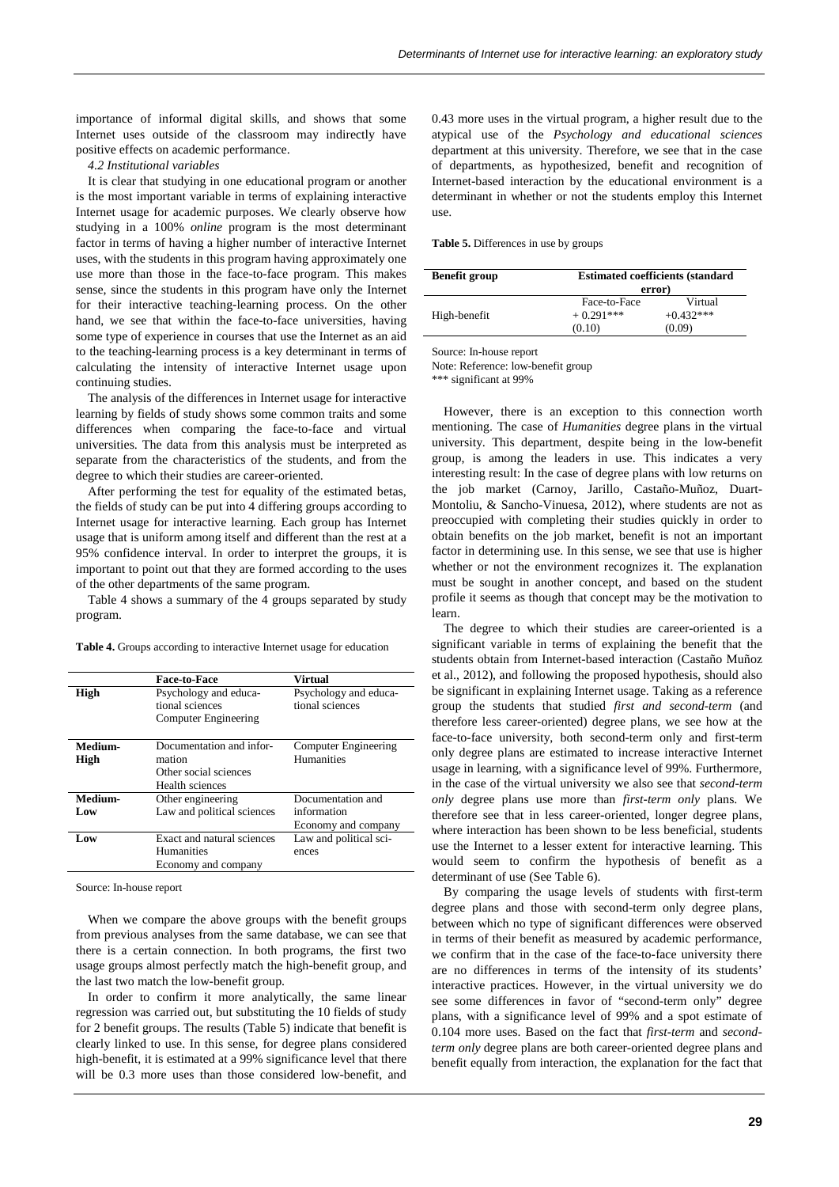importance of informal digital skills, and shows that some Internet uses outside of the classroom may indirectly have positive effects on academic performance.

*4.2 Institutional variables*

It is clear that studying in one educational program or another is the most important variable in terms of explaining interactive Internet usage for academic purposes. We clearly observe how studying in a 100% *online* program is the most determinant factor in terms of having a higher number of interactive Internet uses, with the students in this program having approximately one use more than those in the face-to-face program. This makes sense, since the students in this program have only the Internet for their interactive teaching-learning process. On the other hand, we see that within the face-to-face universities, having some type of experience in courses that use the Internet as an aid to the teaching-learning process is a key determinant in terms of calculating the intensity of interactive Internet usage upon continuing studies.

The analysis of the differences in Internet usage for interactive learning by fields of study shows some common traits and some differences when comparing the face-to-face and virtual universities. The data from this analysis must be interpreted as separate from the characteristics of the students, and from the degree to which their studies are career-oriented.

After performing the test for equality of the estimated betas, the fields of study can be put into 4 differing groups according to Internet usage for interactive learning. Each group has Internet usage that is uniform among itself and different than the rest at a 95% confidence interval. In order to interpret the groups, it is important to point out that they are formed according to the uses of the other departments of the same program.

Table 4 shows a summary of the 4 groups separated by study program.

**Table 4.** Groups according to interactive Internet usage for education

| | Face-to-Face | Virtual |
|---|---|---|
| **High** | Psychology and educational sciences<br>Computer Engineering | Psychology and educational sciences |
| **Medium-High** | Documentation and information<br>Other social sciences<br>Health sciences | Computer Engineering<br>Humanities |
| **Medium-Low** | Other engineering<br>Law and political sciences | Documentation and information<br>Economy and company |
| **Low** | Exact and natural sciences<br>Humanities<br>Economy and company | Law and political sciences |

Source: In-house report

When we compare the above groups with the benefit groups from previous analyses from the same database, we can see that there is a certain connection. In both programs, the first two usage groups almost perfectly match the high-benefit group, and the last two match the low-benefit group.

In order to confirm it more analytically, the same linear regression was carried out, but substituting the 10 fields of study for 2 benefit groups. The results (Table 5) indicate that benefit is clearly linked to use. In this sense, for degree plans considered high-benefit, it is estimated at a 99% significance level that there will be 0.3 more uses than those considered low-benefit, and 0.43 more uses in the virtual program, a higher result due to the atypical use of the *Psychology and educational sciences* department at this university. Therefore, we see that in the case of departments, as hypothesized, benefit and recognition of Internet-based interaction by the educational environment is a determinant in whether or not the students employ this Internet use.

**Table 5.** Differences in use by groups

| Benefit group | Estimated coefficients (standard error) | |
|---|---|---|
| | Face-to-Face | Virtual |
| High-benefit | + 0.291***<br>(0.10) | +0.432***<br>(0.09) |

Source: In-house report

Note: Reference: low-benefit group

*** significant at 99%

However, there is an exception to this connection worth mentioning. The case of *Humanities* degree plans in the virtual university. This department, despite being in the low-benefit group, is among the leaders in use. This indicates a very interesting result: In the case of degree plans with low returns on the job market (Carnoy, Jarillo, Castaño-Muñoz, Duart-Montoliu, & Sancho-Vinuesa, 2012), where students are not as preoccupied with completing their studies quickly in order to obtain benefits on the job market, benefit is not an important factor in determining use. In this sense, we see that use is higher whether or not the environment recognizes it. The explanation must be sought in another concept, and based on the student profile it seems as though that concept may be the motivation to learn.

The degree to which their studies are career-oriented is a significant variable in terms of explaining the benefit that the students obtain from Internet-based interaction (Castaño Muñoz et al., 2012), and following the proposed hypothesis, should also be significant in explaining Internet usage. Taking as a reference group the students that studied *first and second-term* (and therefore less career-oriented) degree plans, we see how at the face-to-face university, both second-term only and first-term only degree plans are estimated to increase interactive Internet usage in learning, with a significance level of 99%. Furthermore, in the case of the virtual university we also see that *second-term only* degree plans use more than *first-term only* plans. We therefore see that in less career-oriented, longer degree plans, where interaction has been shown to be less beneficial, students use the Internet to a lesser extent for interactive learning. This would seem to confirm the hypothesis of benefit as a determinant of use (See Table 6).

By comparing the usage levels of students with first-term degree plans and those with second-term only degree plans, between which no type of significant differences were observed in terms of their benefit as measured by academic performance, we confirm that in the case of the face-to-face university there are no differences in terms of the intensity of its students' interactive practices. However, in the virtual university we do see some differences in favor of "second-term only" degree plans, with a significance level of 99% and a spot estimate of 0.104 more uses. Based on the fact that *first-term* and *second-term only* degree plans are both career-oriented degree plans and benefit equally from interaction, the explanation for the fact that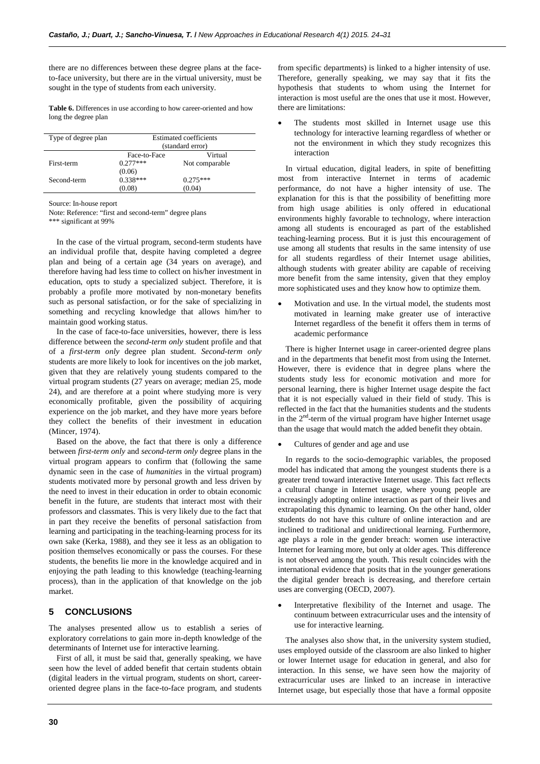there are no differences between these degree plans at the face-to-face university, but there are in the virtual university, must be sought in the type of students from each university.

**Table 6.** Differences in use according to how career-oriented and how long the degree plan

| Type of degree plan | Estimated coefficients (standard error) | |
|---|---|---|
| | Face-to-Face | Virtual |
| First-term | 0.277*** (0.06) | Not comparable |
| Second-term | 0.338*** (0.08) | 0.275*** (0.04) |

Source: In-house report

Note: Reference: "first and second-term" degree plans

*** significant at 99%

In the case of the virtual program, second-term students have an individual profile that, despite having completed a degree plan and being of a certain age (34 years on average), and therefore having had less time to collect on his/her investment in education, opts to study a specialized subject. Therefore, it is probably a profile more motivated by non-monetary benefits such as personal satisfaction, or for the sake of specializing in something and recycling knowledge that allows him/her to maintain good working status.

In the case of face-to-face universities, however, there is less difference between the *second-term only* student profile and that of a *first-term only* degree plan student. *Second-term only* students are more likely to look for incentives on the job market, given that they are relatively young students compared to the virtual program students (27 years on average; median 25, mode 24), and are therefore at a point where studying more is very economically profitable, given the possibility of acquiring experience on the job market, and they have more years before they collect the benefits of their investment in education (Mincer, 1974).

Based on the above, the fact that there is only a difference between *first-term only* and *second-term only* degree plans in the virtual program appears to confirm that (following the same dynamic seen in the case of *humanities* in the virtual program) students motivated more by personal growth and less driven by the need to invest in their education in order to obtain economic benefit in the future, are students that interact most with their professors and classmates. This is very likely due to the fact that in part they receive the benefits of personal satisfaction from learning and participating in the teaching-learning process for its own sake (Kerka, 1988), and they see it less as an obligation to position themselves economically or pass the courses. For these students, the benefits lie more in the knowledge acquired and in enjoying the path leading to this knowledge (teaching-learning process), than in the application of that knowledge on the job market.

## 5 CONCLUSIONS

The analyses presented allow us to establish a series of exploratory correlations to gain more in-depth knowledge of the determinants of Internet use for interactive learning.

First of all, it must be said that, generally speaking, we have seen how the level of added benefit that certain students obtain (digital leaders in the virtual program, students on short, career-oriented degree plans in the face-to-face program, and students from specific departments) is linked to a higher intensity of use. Therefore, generally speaking, we may say that it fits the hypothesis that students to whom using the Internet for interaction is most useful are the ones that use it most. However, there are limitations:

- The students most skilled in Internet usage use this technology for interactive learning regardless of whether or not the environment in which they study recognizes this interaction

In virtual education, digital leaders, in spite of benefitting most from interactive Internet in terms of academic performance, do not have a higher intensity of use. The explanation for this is that the possibility of benefitting more from high usage abilities is only offered in educational environments highly favorable to technology, where interaction among all students is encouraged as part of the established teaching-learning process. But it is just this encouragement of use among all students that results in the same intensity of use for all students regardless of their Internet usage abilities, although students with greater ability are capable of receiving more benefit from the same intensity, given that they employ more sophisticated uses and they know how to optimize them.

- Motivation and use. In the virtual model, the students most motivated in learning make greater use of interactive Internet regardless of the benefit it offers them in terms of academic performance

There is higher Internet usage in career-oriented degree plans and in the departments that benefit most from using the Internet. However, there is evidence that in degree plans where the students study less for economic motivation and more for personal learning, there is higher Internet usage despite the fact that it is not especially valued in their field of study. This is reflected in the fact that the humanities students and the students in the 2nd-term of the virtual program have higher Internet usage than the usage that would match the added benefit they obtain.

- Cultures of gender and age and use

In regards to the socio-demographic variables, the proposed model has indicated that among the youngest students there is a greater trend toward interactive Internet usage. This fact reflects a cultural change in Internet usage, where young people are increasingly adopting online interaction as part of their lives and extrapolating this dynamic to learning. On the other hand, older students do not have this culture of online interaction and are inclined to traditional and unidirectional learning. Furthermore, age plays a role in the gender breach: women use interactive Internet for learning more, but only at older ages. This difference is not observed among the youth. This result coincides with the international evidence that posits that in the younger generations the digital gender breach is decreasing, and therefore certain uses are converging (OECD, 2007).

- Interpretative flexibility of the Internet and usage. The continuum between extracurricular uses and the intensity of use for interactive learning.

The analyses also show that, in the university system studied, uses employed outside of the classroom are also linked to higher or lower Internet usage for education in general, and also for interaction. In this sense, we have seen how the majority of extracurricular uses are linked to an increase in interactive Internet usage, but especially those that have a formal opposite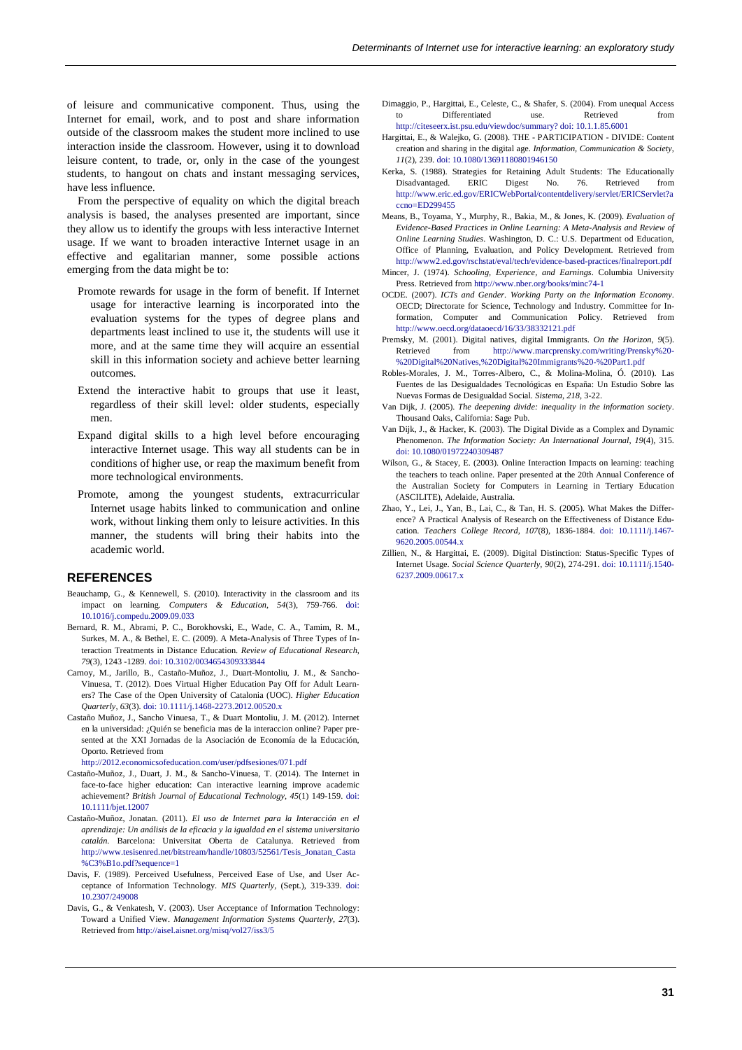of leisure and communicative component. Thus, using the Internet for email, work, and to post and share information outside of the classroom makes the student more inclined to use interaction inside the classroom. However, using it to download leisure content, to trade, or, only in the case of the youngest students, to hangout on chats and instant messaging services, have less influence.

From the perspective of equality on which the digital breach analysis is based, the analyses presented are important, since they allow us to identify the groups with less interactive Internet usage. If we want to broaden interactive Internet usage in an effective and egalitarian manner, some possible actions emerging from the data might be to:

Promote rewards for usage in the form of benefit. If Internet usage for interactive learning is incorporated into the evaluation systems for the types of degree plans and departments least inclined to use it, the students will use it more, and at the same time they will acquire an essential skill in this information society and achieve better learning outcomes.

Extend the interactive habit to groups that use it least, regardless of their skill level: older students, especially men.

Expand digital skills to a high level before encouraging interactive Internet usage. This way all students can be in conditions of higher use, or reap the maximum benefit from more technological environments.

Promote, among the youngest students, extracurricular Internet usage habits linked to communication and online work, without linking them only to leisure activities. In this manner, the students will bring their habits into the academic world.

## REFERENCES

Beauchamp, G., & Kennewell, S. (2010). Interactivity in the classroom and its impact on learning. *Computers & Education*, *54*(3), 759-766. doi: 10.1016/j.compedu.2009.09.033

Bernard, R. M., Abrami, P. C., Borokhovski, E., Wade, C. A., Tamim, R. M., Surkes, M. A., & Bethel, E. C. (2009). A Meta-Analysis of Three Types of Interaction Treatments in Distance Education. *Review of Educational Research*, *79*(3), 1243 -1289. doi: 10.3102/0034654309333844

Carnoy, M., Jarillo, B., Castaño-Muñoz, J., Duart-Montoliu, J. M., & Sancho-Vinuesa, T. (2012). Does Virtual Higher Education Pay Off for Adult Learners? The Case of the Open University of Catalonia (UOC). *Higher Education Quarterly*, *63*(3). doi: 10.1111/j.1468-2273.2012.00520.x

Castaño Muñoz, J., Sancho Vinuesa, T., & Duart Montoliu, J. M. (2012). Internet en la universidad: ¿Quién se beneficia mas de la interaccion online? Paper presented at the XXI Jornadas de la Asociación de Economía de la Educación, Oporto. Retrieved from http://2012.economicsofeducation.com/user/pdfsesiones/071.pdf

Castaño-Muñoz, J., Duart, J. M., & Sancho-Vinuesa, T. (2014). The Internet in face-to-face higher education: Can interactive learning improve academic achievement? *British Journal of Educational Technology*, *45*(1) 149-159. doi: 10.1111/bjet.12007

Castaño-Muñoz, Jonatan. (2011). *El uso de Internet para la Interacción en el aprendizaje: Un análisis de la eficacia y la igualdad en el sistema universitario catalán.* Barcelona: Universitat Oberta de Catalunya. Retrieved from http://www.tesisenred.net/bitstream/handle/10803/52561/Tesis_Jonatan_Casta%C3%B1o.pdf?sequence=1

Davis, F. (1989). Perceived Usefulness, Perceived Ease of Use, and User Acceptance of Information Technology. *MIS Quarterly*, (Sept.), 319-339. doi: 10.2307/249008

Davis, G., & Venkatesh, V. (2003). User Acceptance of Information Technology: Toward a Unified View. *Management Information Systems Quarterly*, *27*(3). Retrieved from http://aisel.aisnet.org/misq/vol27/iss3/5

Dimaggio, P., Hargittai, E., Celeste, C., & Shafer, S. (2004). From unequal Access to Differentiated use. Retrieved from http://citeseerx.ist.psu.edu/viewdoc/summary? doi: 10.1.1.85.6001

Hargittai, E., & Walejko, G. (2008). THE - PARTICIPATION - DIVIDE: Content creation and sharing in the digital age. *Information, Communication & Society*, *11*(2), 239. doi: 10.1080/13691180801946150

Kerka, S. (1988). Strategies for Retaining Adult Students: The Educationally Disadvantaged. ERIC Digest No. 76. Retrieved from http://www.eric.ed.gov/ERICWebPortal/contentdelivery/servlet/ERICServlet?accno=ED299455

Means, B., Toyama, Y., Murphy, R., Bakia, M., & Jones, K. (2009). *Evaluation of Evidence-Based Practices in Online Learning: A Meta-Analysis and Review of Online Learning Studies*. Washington, D. C.: U.S. Department od Education, Office of Planning, Evaluation, and Policy Development. Retrieved from http://www2.ed.gov/rschstat/eval/tech/evidence-based-practices/finalreport.pdf

Mincer, J. (1974). *Schooling, Experience, and Earnings*. Columbia University Press. Retrieved from http://www.nber.org/books/minc74-1

OCDE. (2007). *ICTs and Gender. Working Party on the Information Economy*. OECD; Directorate for Science, Technology and Industry. Committee for Information, Computer and Communication Policy. Retrieved from http://www.oecd.org/dataoecd/16/33/38332121.pdf

Premsky, M. (2001). Digital natives, digital Immigrants. *On the Horizon*, *9*(5). Retrieved from http://www.marcprensky.com/writing/Prensky%20-%20Digital%20Natives,%20Digital%20Immigrants%20-%20Part1.pdf

Robles-Morales, J. M., Torres-Albero, C., & Molina-Molina, Ó. (2010). Las Fuentes de las Desigualdades Tecnológicas en España: Un Estudio Sobre las Nuevas Formas de Desigualdad Social. *Sistema*, *218*, 3-22.

Van Dijk, J. (2005). *The deepening divide: inequality in the information society*. Thousand Oaks, California: Sage Pub.

Van Dijk, J., & Hacker, K. (2003). The Digital Divide as a Complex and Dynamic Phenomenon. *The Information Society: An International Journal*, *19*(4), 315. doi: 10.1080/01972240309487

Wilson, G., & Stacey, E. (2003). Online Interaction Impacts on learning: teaching the teachers to teach online. Paper presented at the 20th Annual Conference of the Australian Society for Computers in Learning in Tertiary Education (ASCILITE), Adelaide, Australia.

Zhao, Y., Lei, J., Yan, B., Lai, C., & Tan, H. S. (2005). What Makes the Difference? A Practical Analysis of Research on the Effectiveness of Distance Education. *Teachers College Record*, *107*(8), 1836-1884. doi: 10.1111/j.1467-9620.2005.00544.x

Zillien, N., & Hargittai, E. (2009). Digital Distinction: Status-Specific Types of Internet Usage. *Social Science Quarterly*, *90*(2), 274-291. doi: 10.1111/j.1540-6237.2009.00617.x